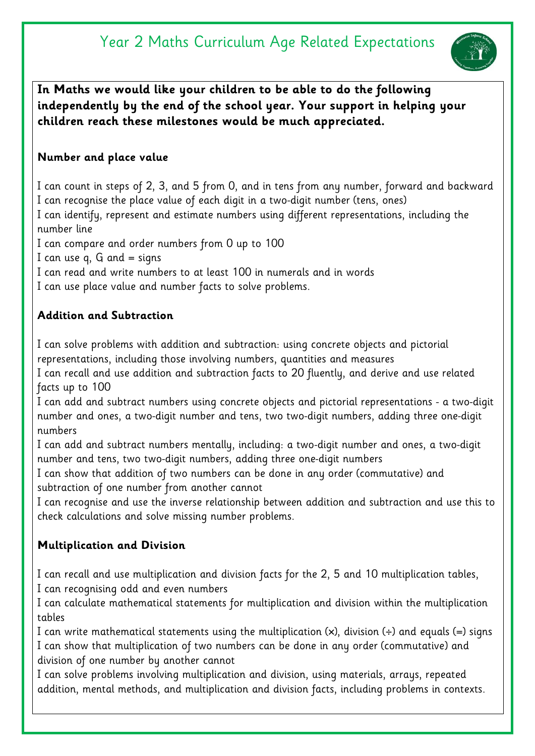# Year 2 Maths Curriculum Age Related Expectations

**In Maths we would like your children to be able to do the following independently by the end of the school year. Your support in helping your children reach these milestones would be much appreciated.**

**Number and place value**

I can count in steps of 2, 3, and 5 from 0, and in tens from any number, forward and backward
I can recognise the place value of each digit in a two-digit number (tens, ones)
I can identify, represent and estimate numbers using different representations, including the number line
I can compare and order numbers from 0 up to 100
I can use q, G and = signs
I can read and write numbers to at least 100 in numerals and in words
I can use place value and number facts to solve problems.

**Addition and Subtraction**

I can solve problems with addition and subtraction: using concrete objects and pictorial representations, including those involving numbers, quantities and measures
I can recall and use addition and subtraction facts to 20 fluently, and derive and use related facts up to 100
I can add and subtract numbers using concrete objects and pictorial representations - a two-digit number and ones, a two-digit number and tens, two two-digit numbers, adding three one-digit numbers
I can add and subtract numbers mentally, including: a two-digit number and ones, a two-digit number and tens, two two-digit numbers, adding three one-digit numbers
I can show that addition of two numbers can be done in any order (commutative) and subtraction of one number from another cannot
I can recognise and use the inverse relationship between addition and subtraction and use this to check calculations and solve missing number problems.

**Multiplication and Division**

I can recall and use multiplication and division facts for the 2, 5 and 10 multiplication tables,
I can recognising odd and even numbers
I can calculate mathematical statements for multiplication and division within the multiplication tables
I can write mathematical statements using the multiplication (×), division (÷) and equals (=) signs
I can show that multiplication of two numbers can be done in any order (commutative) and division of one number by another cannot
I can solve problems involving multiplication and division, using materials, arrays, repeated addition, mental methods, and multiplication and division facts, including problems in contexts.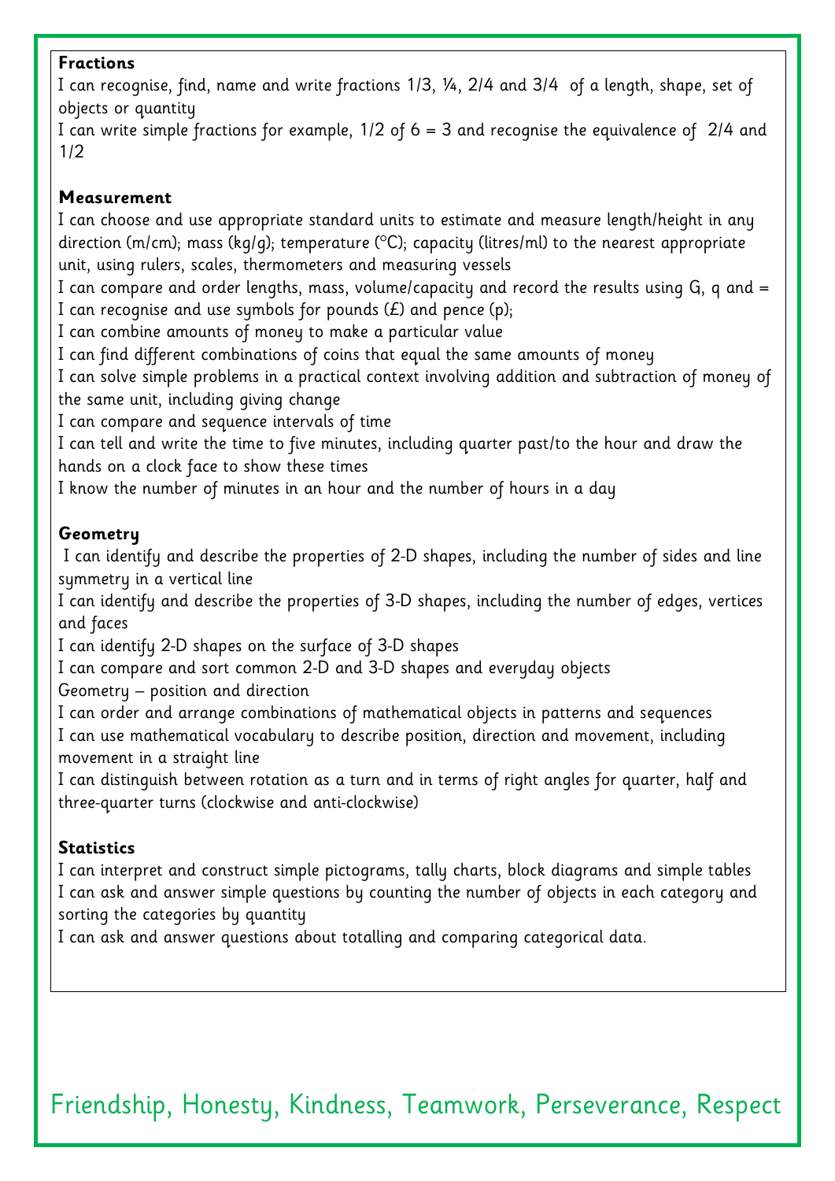**Fractions**

I can recognise, find, name and write fractions 1/3, ¼, 2/4 and 3/4 of a length, shape, set of objects or quantity

I can write simple fractions for example, 1/2 of 6 = 3 and recognise the equivalence of 2/4 and 1/2

**Measurement**

I can choose and use appropriate standard units to estimate and measure length/height in any direction (m/cm); mass (kg/g); temperature (°C); capacity (litres/ml) to the nearest appropriate unit, using rulers, scales, thermometers and measuring vessels

I can compare and order lengths, mass, volume/capacity and record the results using G, q and =

I can recognise and use symbols for pounds (£) and pence (p);

I can combine amounts of money to make a particular value

I can find different combinations of coins that equal the same amounts of money

I can solve simple problems in a practical context involving addition and subtraction of money of the same unit, including giving change

I can compare and sequence intervals of time

I can tell and write the time to five minutes, including quarter past/to the hour and draw the hands on a clock face to show these times

I know the number of minutes in an hour and the number of hours in a day

**Geometry**

I can identify and describe the properties of 2-D shapes, including the number of sides and line symmetry in a vertical line

I can identify and describe the properties of 3-D shapes, including the number of edges, vertices and faces

I can identify 2-D shapes on the surface of 3-D shapes

I can compare and sort common 2-D and 3-D shapes and everyday objects

Geometry – position and direction

I can order and arrange combinations of mathematical objects in patterns and sequences

I can use mathematical vocabulary to describe position, direction and movement, including movement in a straight line

I can distinguish between rotation as a turn and in terms of right angles for quarter, half and three-quarter turns (clockwise and anti-clockwise)

**Statistics**

I can interpret and construct simple pictograms, tally charts, block diagrams and simple tables

I can ask and answer simple questions by counting the number of objects in each category and sorting the categories by quantity

I can ask and answer questions about totalling and comparing categorical data.

Friendship, Honesty, Kindness, Teamwork, Perseverance, Respect